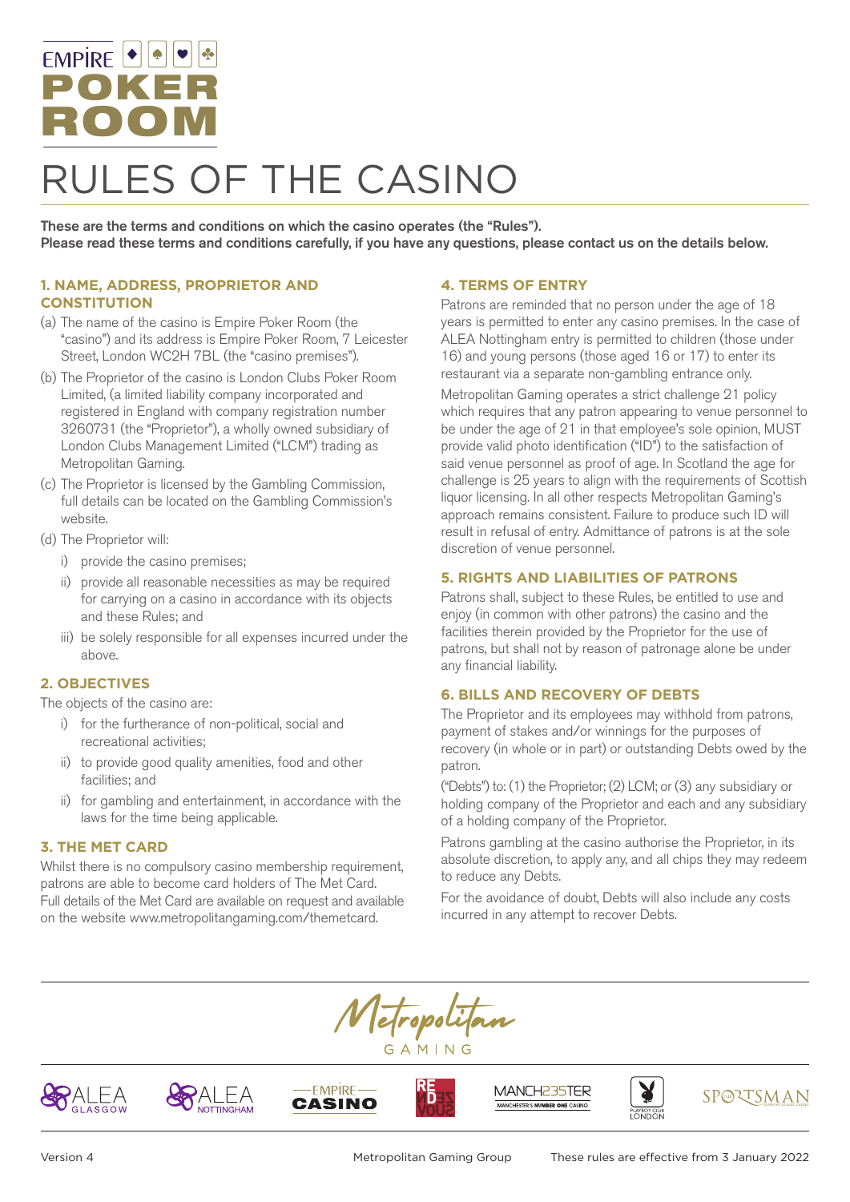# EMPIRE POKER ROOM

# RULES OF THE CASINO

**These are the terms and conditions on which the casino operates (the "Rules").**
**Please read these terms and conditions carefully, if you have any questions, please contact us on the details below.**

### 1. NAME, ADDRESS, PROPRIETOR AND CONSTITUTION

(a) The name of the casino is Empire Poker Room (the "casino") and its address is Empire Poker Room, 7 Leicester Street, London WC2H 7BL (the "casino premises").

(b) The Proprietor of the casino is London Clubs Poker Room Limited, (a limited liability company incorporated and registered in England with company registration number 3260731 (the "Proprietor"), a wholly owned subsidiary of London Clubs Management Limited ("LCM") trading as Metropolitan Gaming.

(c) The Proprietor is licensed by the Gambling Commission, full details can be located on the Gambling Commission's website.

(d) The Proprietor will:

   i) provide the casino premises;

   ii) provide all reasonable necessities as may be required for carrying on a casino in accordance with its objects and these Rules; and

   iii) be solely responsible for all expenses incurred under the above.

### 2. OBJECTIVES

The objects of the casino are:

   i) for the furtherance of non-political, social and recreational activities;

   ii) to provide good quality amenities, food and other facilities; and

   ii) for gambling and entertainment, in accordance with the laws for the time being applicable.

### 3. THE MET CARD

Whilst there is no compulsory casino membership requirement, patrons are able to become card holders of The Met Card. Full details of the Met Card are available on request and available on the website www.metropolitangaming.com/themetcard.

### 4. TERMS OF ENTRY

Patrons are reminded that no person under the age of 18 years is permitted to enter any casino premises. In the case of ALEA Nottingham entry is permitted to children (those under 16) and young persons (those aged 16 or 17) to enter its restaurant via a separate non-gambling entrance only.

Metropolitan Gaming operates a strict challenge 21 policy which requires that any patron appearing to venue personnel to be under the age of 21 in that employee's sole opinion, MUST provide valid photo identification ("ID") to the satisfaction of said venue personnel as proof of age. In Scotland the age for challenge is 25 years to align with the requirements of Scottish liquor licensing. In all other respects Metropolitan Gaming's approach remains consistent. Failure to produce such ID will result in refusal of entry. Admittance of patrons is at the sole discretion of venue personnel.

### 5. RIGHTS AND LIABILITIES OF PATRONS

Patrons shall, subject to these Rules, be entitled to use and enjoy (in common with other patrons) the casino and the facilities therein provided by the Proprietor for the use of patrons, but shall not by reason of patronage alone be under any financial liability.

### 6. BILLS AND RECOVERY OF DEBTS

The Proprietor and its employees may withhold from patrons, payment of stakes and/or winnings for the purposes of recovery (in whole or in part) or outstanding Debts owed by the patron.

("Debts") to: (1) the Proprietor; (2) LCM; or (3) any subsidiary or holding company of the Proprietor and each and any subsidiary of a holding company of the Proprietor.

Patrons gambling at the casino authorise the Proprietor, in its absolute discretion, to apply any, and all chips they may redeem to reduce any Debts.

For the avoidance of doubt, Debts will also include any costs incurred in any attempt to recover Debts.

Metropolitan GAMING

ALEA GLASGOW | ALEA NOTTINGHAM | EMPIRE CASINO | RENDEZVOUS | MANCHESTER235 | PLAYBOY CLUB LONDON | SPORTSMAN

Version 4 | Metropolitan Gaming Group | These rules are effective from 3 January 2022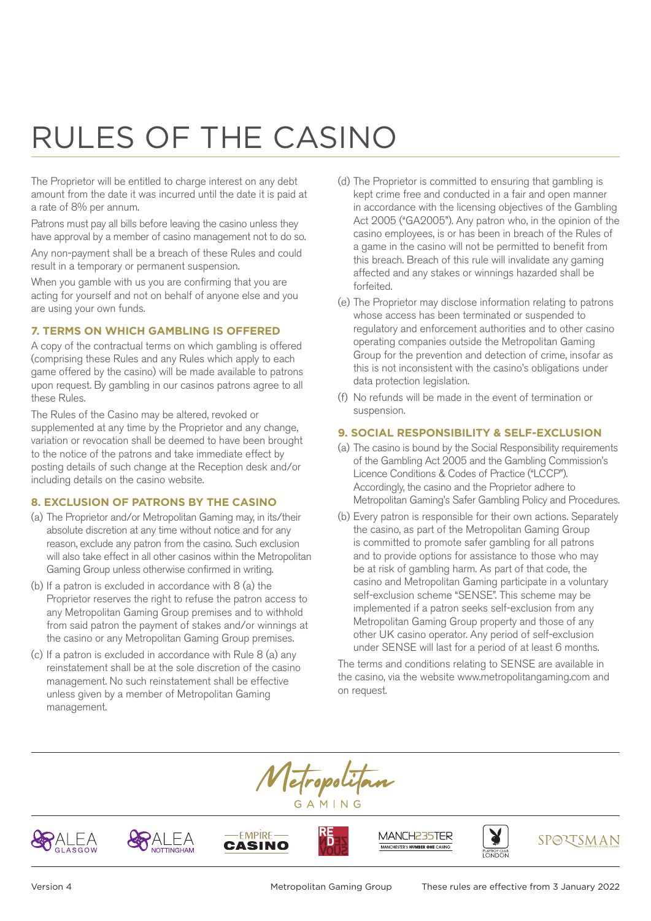# RULES OF THE CASINO

The Proprietor will be entitled to charge interest on any debt amount from the date it was incurred until the date it is paid at a rate of 8% per annum.

Patrons must pay all bills before leaving the casino unless they have approval by a member of casino management not to do so.

Any non-payment shall be a breach of these Rules and could result in a temporary or permanent suspension.

When you gamble with us you are confirming that you are acting for yourself and not on behalf of anyone else and you are using your own funds.

## 7. TERMS ON WHICH GAMBLING IS OFFERED

A copy of the contractual terms on which gambling is offered (comprising these Rules and any Rules which apply to each game offered by the casino) will be made available to patrons upon request. By gambling in our casinos patrons agree to all these Rules.

The Rules of the Casino may be altered, revoked or supplemented at any time by the Proprietor and any change, variation or revocation shall be deemed to have been brought to the notice of the patrons and take immediate effect by posting details of such change at the Reception desk and/or including details on the casino website.

## 8. EXCLUSION OF PATRONS BY THE CASINO

(a) The Proprietor and/or Metropolitan Gaming may, in its/their absolute discretion at any time without notice and for any reason, exclude any patron from the casino. Such exclusion will also take effect in all other casinos within the Metropolitan Gaming Group unless otherwise confirmed in writing.

(b) If a patron is excluded in accordance with 8 (a) the Proprietor reserves the right to refuse the patron access to any Metropolitan Gaming Group premises and to withhold from said patron the payment of stakes and/or winnings at the casino or any Metropolitan Gaming Group premises.

(c) If a patron is excluded in accordance with Rule 8 (a) any reinstatement shall be at the sole discretion of the casino management. No such reinstatement shall be effective unless given by a member of Metropolitan Gaming management.

(d) The Proprietor is committed to ensuring that gambling is kept crime free and conducted in a fair and open manner in accordance with the licensing objectives of the Gambling Act 2005 ("GA2005"). Any patron who, in the opinion of the casino employees, is or has been in breach of the Rules of a game in the casino will not be permitted to benefit from this breach. Breach of this rule will invalidate any gaming affected and any stakes or winnings hazarded shall be forfeited.

(e) The Proprietor may disclose information relating to patrons whose access has been terminated or suspended to regulatory and enforcement authorities and to other casino operating companies outside the Metropolitan Gaming Group for the prevention and detection of crime, insofar as this is not inconsistent with the casino's obligations under data protection legislation.

(f) No refunds will be made in the event of termination or suspension.

## 9. SOCIAL RESPONSIBILITY & SELF-EXCLUSION

(a) The casino is bound by the Social Responsibility requirements of the Gambling Act 2005 and the Gambling Commission's Licence Conditions & Codes of Practice ("LCCP"). Accordingly, the casino and the Proprietor adhere to Metropolitan Gaming's Safer Gambling Policy and Procedures.

(b) Every patron is responsible for their own actions. Separately the casino, as part of the Metropolitan Gaming Group is committed to promote safer gambling for all patrons and to provide options for assistance to those who may be at risk of gambling harm. As part of that code, the casino and Metropolitan Gaming participate in a voluntary self-exclusion scheme "SENSE". This scheme may be implemented if a patron seeks self-exclusion from any Metropolitan Gaming Group property and those of any other UK casino operator. Any period of self-exclusion under SENSE will last for a period of at least 6 months.

The terms and conditions relating to SENSE are available in the casino, via the website www.metropolitangaming.com and on request.

Version 4 Metropolitan Gaming Group These rules are effective from 3 January 2022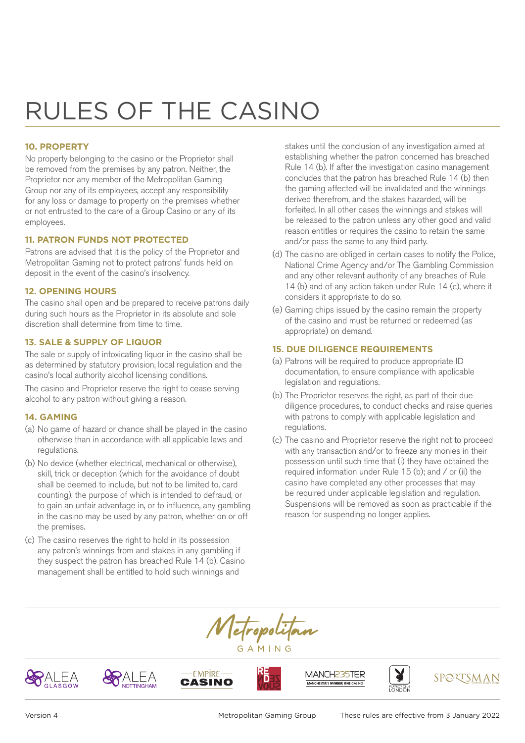# RULES OF THE CASINO

### 10. PROPERTY

No property belonging to the casino or the Proprietor shall be removed from the premises by any patron. Neither, the Proprietor nor any member of the Metropolitan Gaming Group nor any of its employees, accept any responsibility for any loss or damage to property on the premises whether or not entrusted to the care of a Group Casino or any of its employees.

### 11. PATRON FUNDS NOT PROTECTED

Patrons are advised that it is the policy of the Proprietor and Metropolitan Gaming not to protect patrons' funds held on deposit in the event of the casino's insolvency.

### 12. OPENING HOURS

The casino shall open and be prepared to receive patrons daily during such hours as the Proprietor in its absolute and sole discretion shall determine from time to time.

### 13. SALE & SUPPLY OF LIQUOR

The sale or supply of intoxicating liquor in the casino shall be as determined by statutory provision, local regulation and the casino's local authority alcohol licensing conditions.

The casino and Proprietor reserve the right to cease serving alcohol to any patron without giving a reason.

### 14. GAMING

(a) No game of hazard or chance shall be played in the casino otherwise than in accordance with all applicable laws and regulations.

(b) No device (whether electrical, mechanical or otherwise), skill, trick or deception (which for the avoidance of doubt shall be deemed to include, but not to be limited to, card counting), the purpose of which is intended to defraud, or to gain an unfair advantage in, or to influence, any gambling in the casino may be used by any patron, whether on or off the premises.

(c) The casino reserves the right to hold in its possession any patron's winnings from and stakes in any gambling if they suspect the patron has breached Rule 14 (b). Casino management shall be entitled to hold such winnings and stakes until the conclusion of any investigation aimed at establishing whether the patron concerned has breached Rule 14 (b). If after the investigation casino management concludes that the patron has breached Rule 14 (b) then the gaming affected will be invalidated and the winnings derived therefrom, and the stakes hazarded, will be forfeited. In all other cases the winnings and stakes will be released to the patron unless any other good and valid reason entitles or requires the casino to retain the same and/or pass the same to any third party.

(d) The casino are obliged in certain cases to notify the Police, National Crime Agency and/or The Gambling Commission and any other relevant authority of any breaches of Rule 14 (b) and of any action taken under Rule 14 (c), where it considers it appropriate to do so.

(e) Gaming chips issued by the casino remain the property of the casino and must be returned or redeemed (as appropriate) on demand.

### 15. DUE DILIGENCE REQUIREMENTS

(a) Patrons will be required to produce appropriate ID documentation, to ensure compliance with applicable legislation and regulations.

(b) The Proprietor reserves the right, as part of their due diligence procedures, to conduct checks and raise queries with patrons to comply with applicable legislation and regulations.

(c) The casino and Proprietor reserve the right not to proceed with any transaction and/or to freeze any monies in their possession until such time that (i) they have obtained the required information under Rule 15 (b); and / or (ii) the casino have completed any other processes that may be required under applicable legislation and regulation. Suspensions will be removed as soon as practicable if the reason for suspending no longer applies.

Version 4 | Metropolitan Gaming Group | These rules are effective from 3 January 2022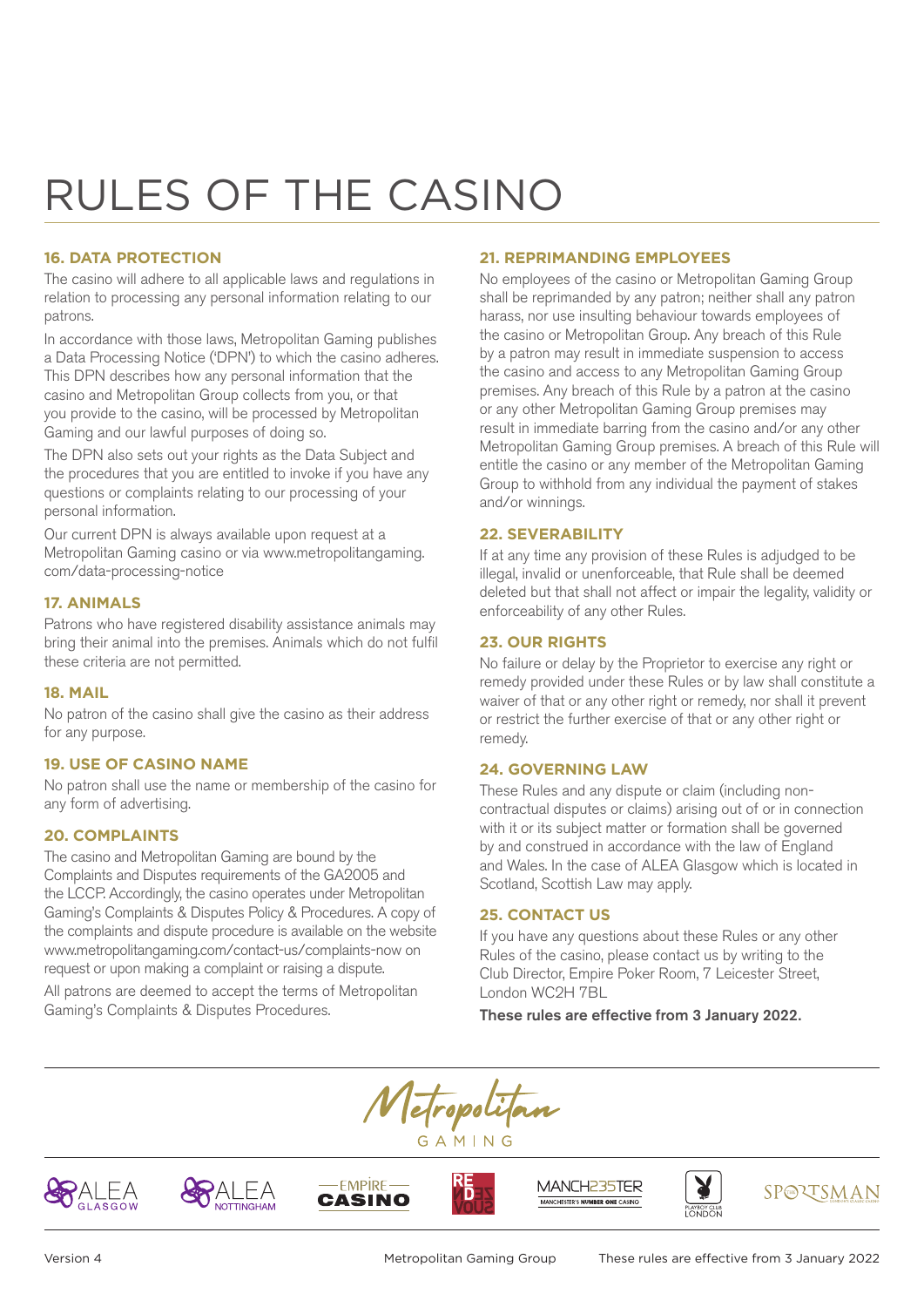# RULES OF THE CASINO

### 16. DATA PROTECTION

The casino will adhere to all applicable laws and regulations in relation to processing any personal information relating to our patrons.

In accordance with those laws, Metropolitan Gaming publishes a Data Processing Notice ('DPN') to which the casino adheres. This DPN describes how any personal information that the casino and Metropolitan Group collects from you, or that you provide to the casino, will be processed by Metropolitan Gaming and our lawful purposes of doing so.

The DPN also sets out your rights as the Data Subject and the procedures that you are entitled to invoke if you have any questions or complaints relating to our processing of your personal information.

Our current DPN is always available upon request at a Metropolitan Gaming casino or via www.metropolitangaming.com/data-processing-notice

### 17. ANIMALS

Patrons who have registered disability assistance animals may bring their animal into the premises. Animals which do not fulfil these criteria are not permitted.

### 18. MAIL

No patron of the casino shall give the casino as their address for any purpose.

### 19. USE OF CASINO NAME

No patron shall use the name or membership of the casino for any form of advertising.

### 20. COMPLAINTS

The casino and Metropolitan Gaming are bound by the Complaints and Disputes requirements of the GA2005 and the LCCP. Accordingly, the casino operates under Metropolitan Gaming's Complaints & Disputes Policy & Procedures. A copy of the complaints and dispute procedure is available on the website www.metropolitangaming.com/contact-us/complaints-now on request or upon making a complaint or raising a dispute.

All patrons are deemed to accept the terms of Metropolitan Gaming's Complaints & Disputes Procedures.

### 21. REPRIMANDING EMPLOYEES

No employees of the casino or Metropolitan Gaming Group shall be reprimanded by any patron; neither shall any patron harass, nor use insulting behaviour towards employees of the casino or Metropolitan Group. Any breach of this Rule by a patron may result in immediate suspension to access the casino and access to any Metropolitan Gaming Group premises. Any breach of this Rule by a patron at the casino or any other Metropolitan Gaming Group premises may result in immediate barring from the casino and/or any other Metropolitan Gaming Group premises. A breach of this Rule will entitle the casino or any member of the Metropolitan Gaming Group to withhold from any individual the payment of stakes and/or winnings.

### 22. SEVERABILITY

If at any time any provision of these Rules is adjudged to be illegal, invalid or unenforceable, that Rule shall be deemed deleted but that shall not affect or impair the legality, validity or enforceability of any other Rules.

### 23. OUR RIGHTS

No failure or delay by the Proprietor to exercise any right or remedy provided under these Rules or by law shall constitute a waiver of that or any other right or remedy, nor shall it prevent or restrict the further exercise of that or any other right or remedy.

### 24. GOVERNING LAW

These Rules and any dispute or claim (including non-contractual disputes or claims) arising out of or in connection with it or its subject matter or formation shall be governed by and construed in accordance with the law of England and Wales. In the case of ALEA Glasgow which is located in Scotland, Scottish Law may apply.

### 25. CONTACT US

If you have any questions about these Rules or any other Rules of the casino, please contact us by writing to the Club Director, Empire Poker Room, 7 Leicester Street, London WC2H 7BL

**These rules are effective from 3 January 2022.**

Metropolitan GAMING

ALEA GLASGOW | ALEA NOTTINGHAM | EMPIRE CASINO | RENDEZVOUS | MANCH235TER MANCHESTER'S NUMBER ONE CASINO | PLAYBOY CLUB LONDON | SPORTSMAN

Version 4 | Metropolitan Gaming Group | These rules are effective from 3 January 2022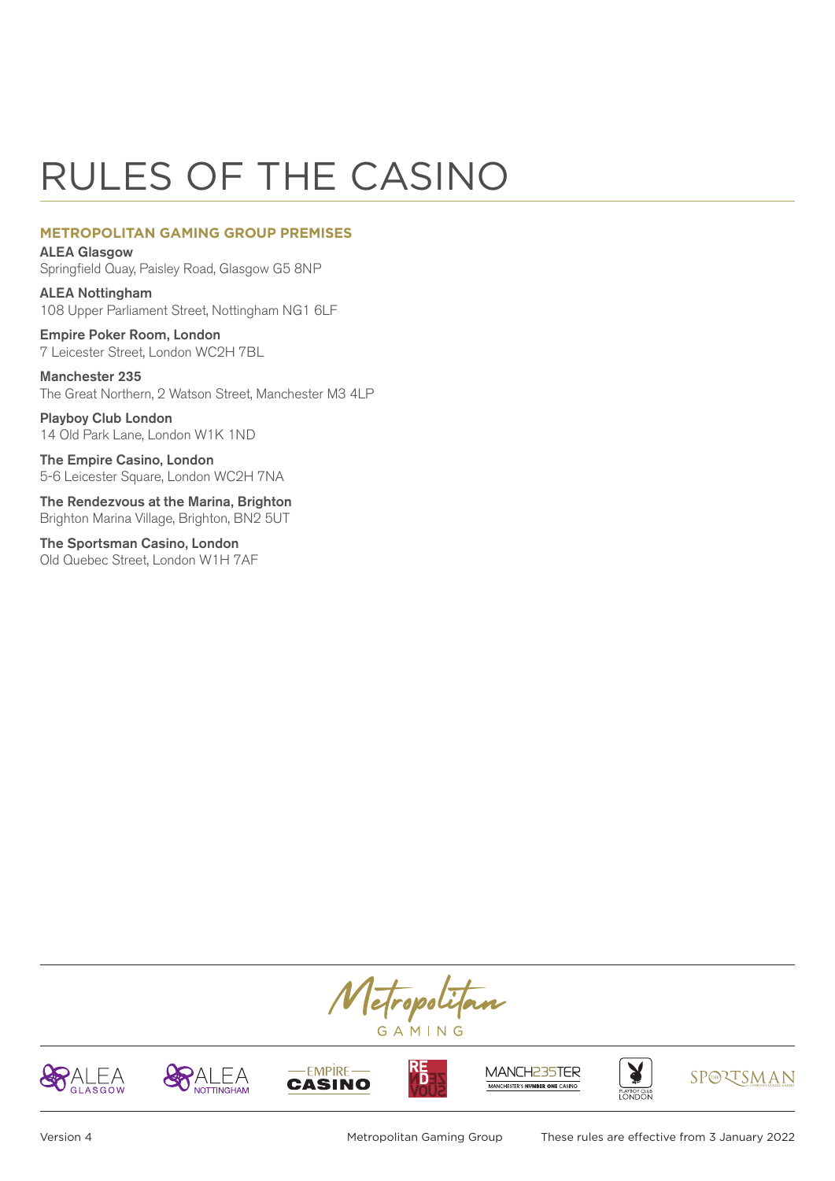# RULES OF THE CASINO

## METROPOLITAN GAMING GROUP PREMISES

**ALEA Glasgow**
Springfield Quay, Paisley Road, Glasgow G5 8NP

**ALEA Nottingham**
108 Upper Parliament Street, Nottingham NG1 6LF

**Empire Poker Room, London**
7 Leicester Street, London WC2H 7BL

**Manchester 235**
The Great Northern, 2 Watson Street, Manchester M3 4LP

**Playboy Club London**
14 Old Park Lane, London W1K 1ND

**The Empire Casino, London**
5-6 Leicester Square, London WC2H 7NA

**The Rendezvous at the Marina, Brighton**
Brighton Marina Village, Brighton, BN2 5UT

**The Sportsman Casino, London**
Old Quebec Street, London W1H 7AF

Version 4

Metropolitan Gaming Group

These rules are effective from 3 January 2022